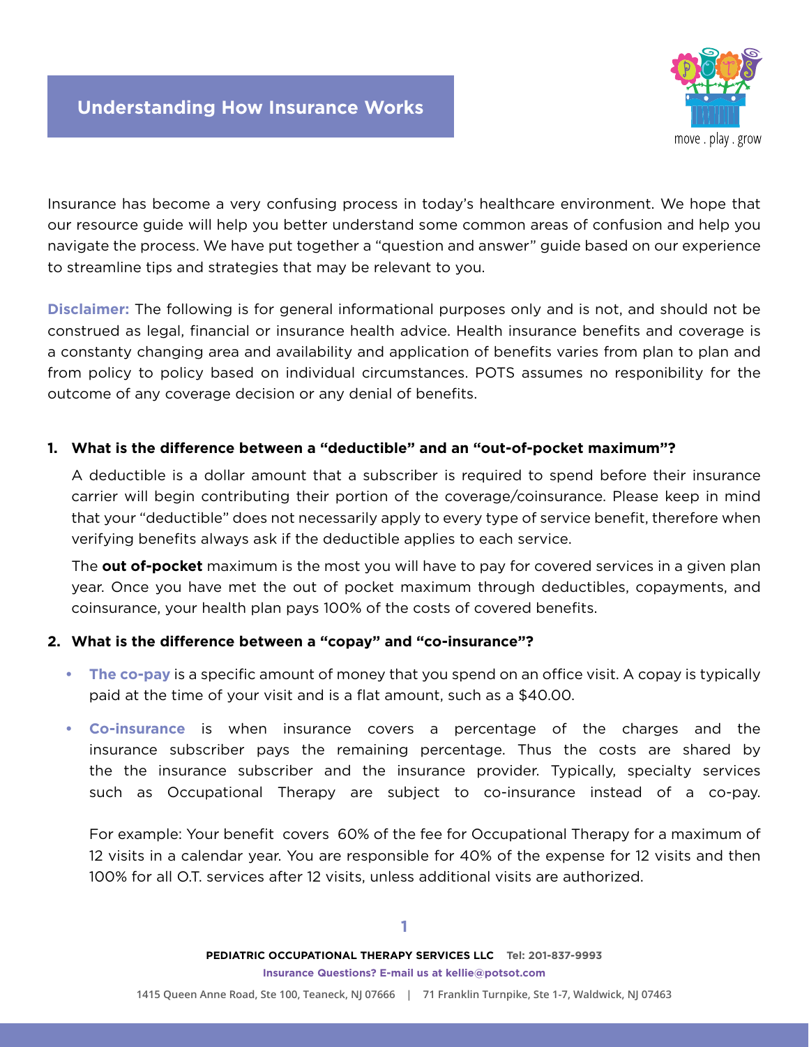# Understanding How Insurance Works

Insurance has become a very confusing process in today's healthcare environment. We hope that our resource guide will help you better understand some common areas of confusion and help you navigate the process. We have put together a "question and answer" guide based on our experience to streamline tips and strategies that may be relevant to you.

**Disclaimer:** The following is for general informational purposes only and is not, and should not be construed as legal, financial or insurance health advice. Health insurance benefits and coverage is a constanty changing area and availability and application of benefits varies from plan to plan and from policy to policy based on individual circumstances. POTS assumes no responibility for the outcome of any coverage decision or any denial of benefits.

**1. What is the difference between a "deductible" and an "out-of-pocket maximum"?**

A deductible is a dollar amount that a subscriber is required to spend before their insurance carrier will begin contributing their portion of the coverage/coinsurance. Please keep in mind that your "deductible" does not necessarily apply to every type of service benefit, therefore when verifying benefits always ask if the deductible applies to each service.

The **out of-pocket** maximum is the most you will have to pay for covered services in a given plan year. Once you have met the out of pocket maximum through deductibles, copayments, and coinsurance, your health plan pays 100% of the costs of covered benefits.

**2. What is the difference between a "copay" and "co-insurance"?**

- **The co-pay** is a specific amount of money that you spend on an office visit. A copay is typically paid at the time of your visit and is a flat amount, such as a $40.00.
- **Co-insurance** is when insurance covers a percentage of the charges and the insurance subscriber pays the remaining percentage. Thus the costs are shared by the the insurance subscriber and the insurance provider. Typically, specialty services such as Occupational Therapy are subject to co-insurance instead of a co-pay.

  For example: Your benefit covers 60% of the fee for Occupational Therapy for a maximum of 12 visits in a calendar year. You are responsible for 40% of the expense for 12 visits and then 100% for all O.T. services after 12 visits, unless additional visits are authorized.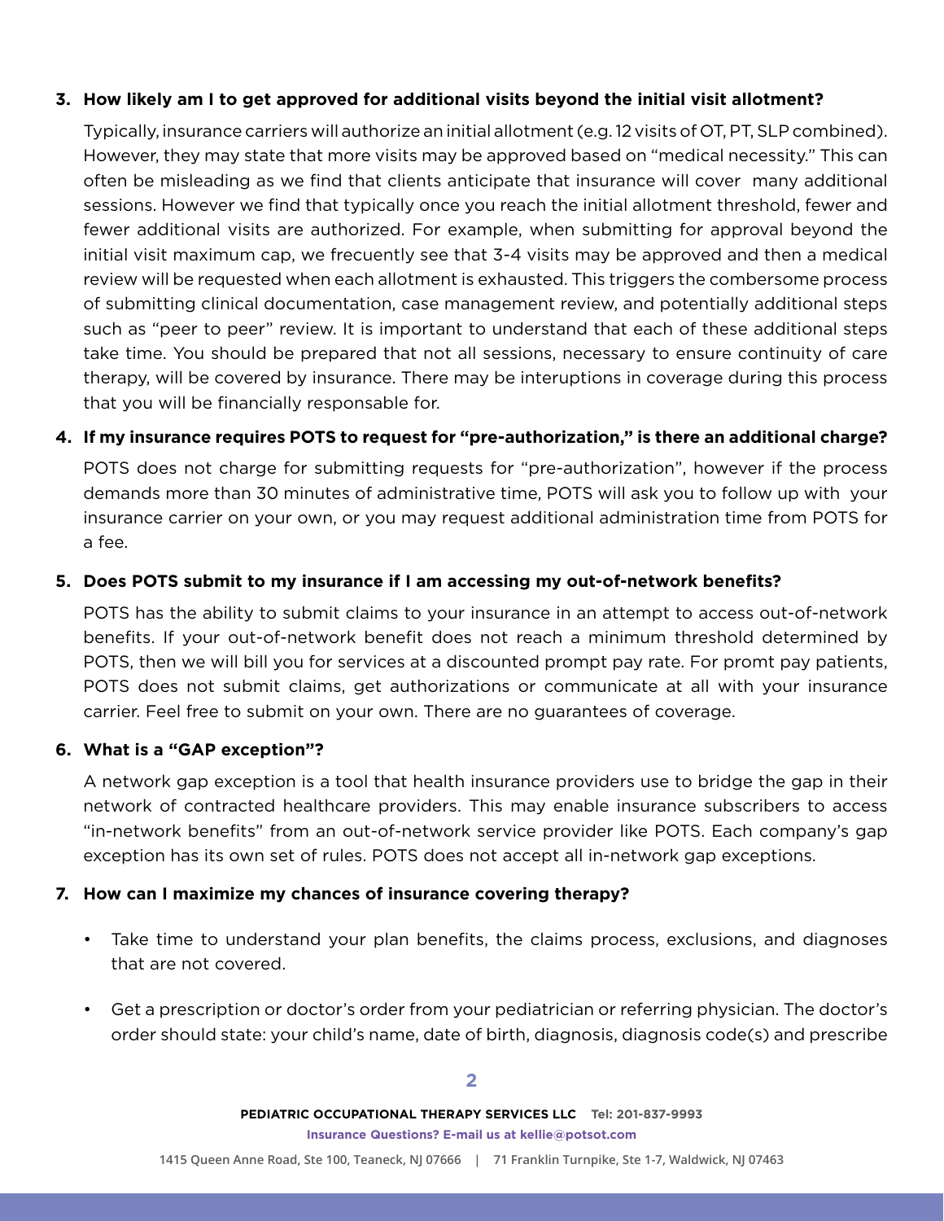3. **How likely am I to get approved for additional visits beyond the initial visit allotment?**

   Typically, insurance carriers will authorize an initial allotment (e.g. 12 visits of OT, PT, SLP combined). However, they may state that more visits may be approved based on "medical necessity." This can often be misleading as we find that clients anticipate that insurance will cover many additional sessions. However we find that typically once you reach the initial allotment threshold, fewer and fewer additional visits are authorized. For example, when submitting for approval beyond the initial visit maximum cap, we frecuently see that 3-4 visits may be approved and then a medical review will be requested when each allotment is exhausted. This triggers the combersome process of submitting clinical documentation, case management review, and potentially additional steps such as "peer to peer" review. It is important to understand that each of these additional steps take time. You should be prepared that not all sessions, necessary to ensure continuity of care therapy, will be covered by insurance. There may be interuptions in coverage during this process that you will be financially responsable for.

4. **If my insurance requires POTS to request for "pre-authorization," is there an additional charge?**

   POTS does not charge for submitting requests for "pre-authorization", however if the process demands more than 30 minutes of administrative time, POTS will ask you to follow up with your insurance carrier on your own, or you may request additional administration time from POTS for a fee.

5. **Does POTS submit to my insurance if I am accessing my out-of-network benefits?**

   POTS has the ability to submit claims to your insurance in an attempt to access out-of-network benefits. If your out-of-network benefit does not reach a minimum threshold determined by POTS, then we will bill you for services at a discounted prompt pay rate. For promt pay patients, POTS does not submit claims, get authorizations or communicate at all with your insurance carrier. Feel free to submit on your own. There are no guarantees of coverage.

6. **What is a "GAP exception"?**

   A network gap exception is a tool that health insurance providers use to bridge the gap in their network of contracted healthcare providers. This may enable insurance subscribers to access "in-network benefits" from an out-of-network service provider like POTS. Each company's gap exception has its own set of rules. POTS does not accept all in-network gap exceptions.

7. **How can I maximize my chances of insurance covering therapy?**

   - Take time to understand your plan benefits, the claims process, exclusions, and diagnoses that are not covered.

   - Get a prescription or doctor's order from your pediatrician or referring physician. The doctor's order should state: your child's name, date of birth, diagnosis, diagnosis code(s) and prescribe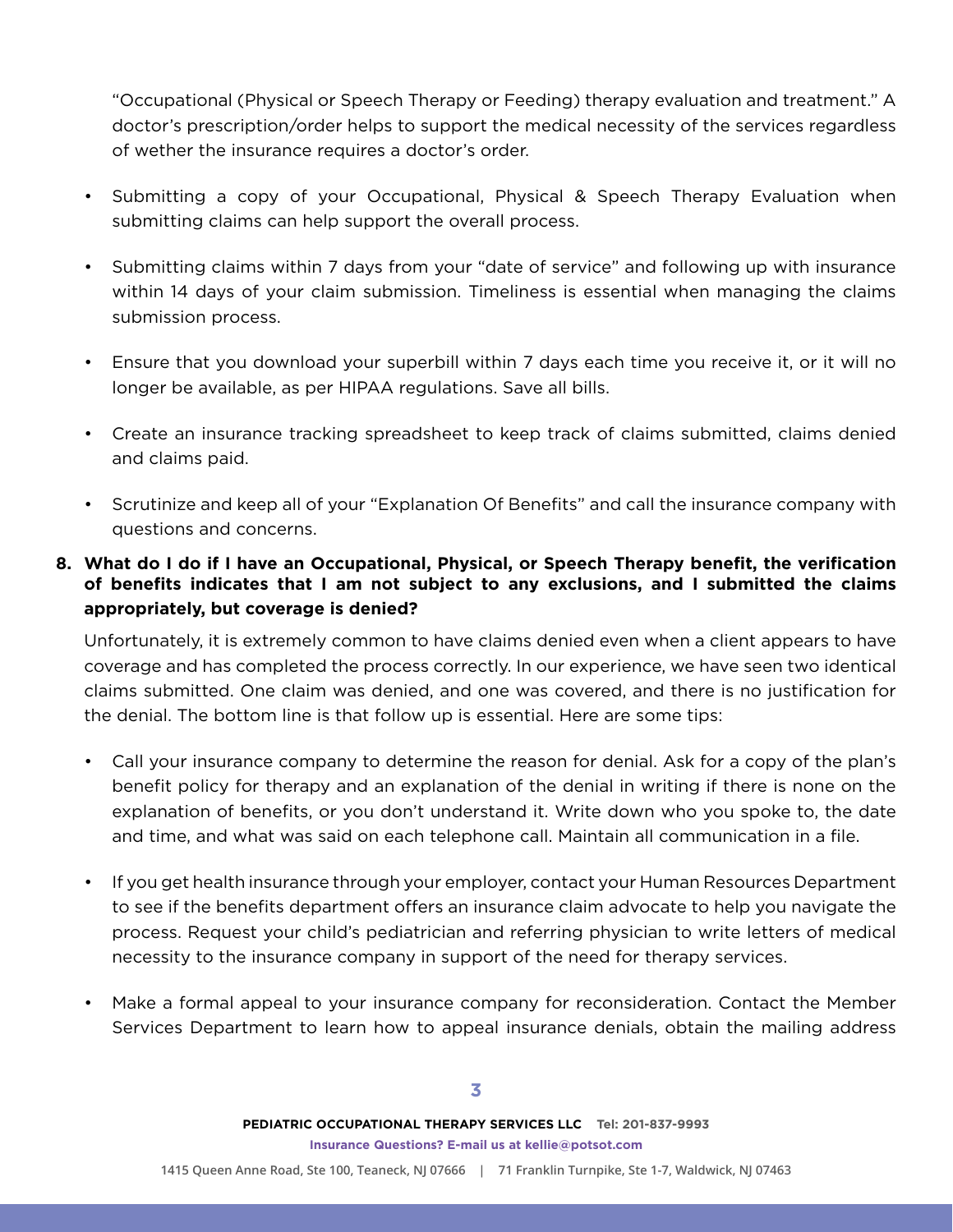"Occupational (Physical or Speech Therapy or Feeding) therapy evaluation and treatment." A doctor's prescription/order helps to support the medical necessity of the services regardless of wether the insurance requires a doctor's order.

- Submitting a copy of your Occupational, Physical & Speech Therapy Evaluation when submitting claims can help support the overall process.
- Submitting claims within 7 days from your "date of service" and following up with insurance within 14 days of your claim submission. Timeliness is essential when managing the claims submission process.
- Ensure that you download your superbill within 7 days each time you receive it, or it will no longer be available, as per HIPAA regulations. Save all bills.
- Create an insurance tracking spreadsheet to keep track of claims submitted, claims denied and claims paid.
- Scrutinize and keep all of your "Explanation Of Benefits" and call the insurance company with questions and concerns.

8. **What do I do if I have an Occupational, Physical, or Speech Therapy benefit, the verification of benefits indicates that I am not subject to any exclusions, and I submitted the claims appropriately, but coverage is denied?**

Unfortunately, it is extremely common to have claims denied even when a client appears to have coverage and has completed the process correctly. In our experience, we have seen two identical claims submitted. One claim was denied, and one was covered, and there is no justification for the denial. The bottom line is that follow up is essential. Here are some tips:

- Call your insurance company to determine the reason for denial. Ask for a copy of the plan's benefit policy for therapy and an explanation of the denial in writing if there is none on the explanation of benefits, or you don't understand it. Write down who you spoke to, the date and time, and what was said on each telephone call. Maintain all communication in a file.
- If you get health insurance through your employer, contact your Human Resources Department to see if the benefits department offers an insurance claim advocate to help you navigate the process. Request your child's pediatrician and referring physician to write letters of medical necessity to the insurance company in support of the need for therapy services.
- Make a formal appeal to your insurance company for reconsideration. Contact the Member Services Department to learn how to appeal insurance denials, obtain the mailing address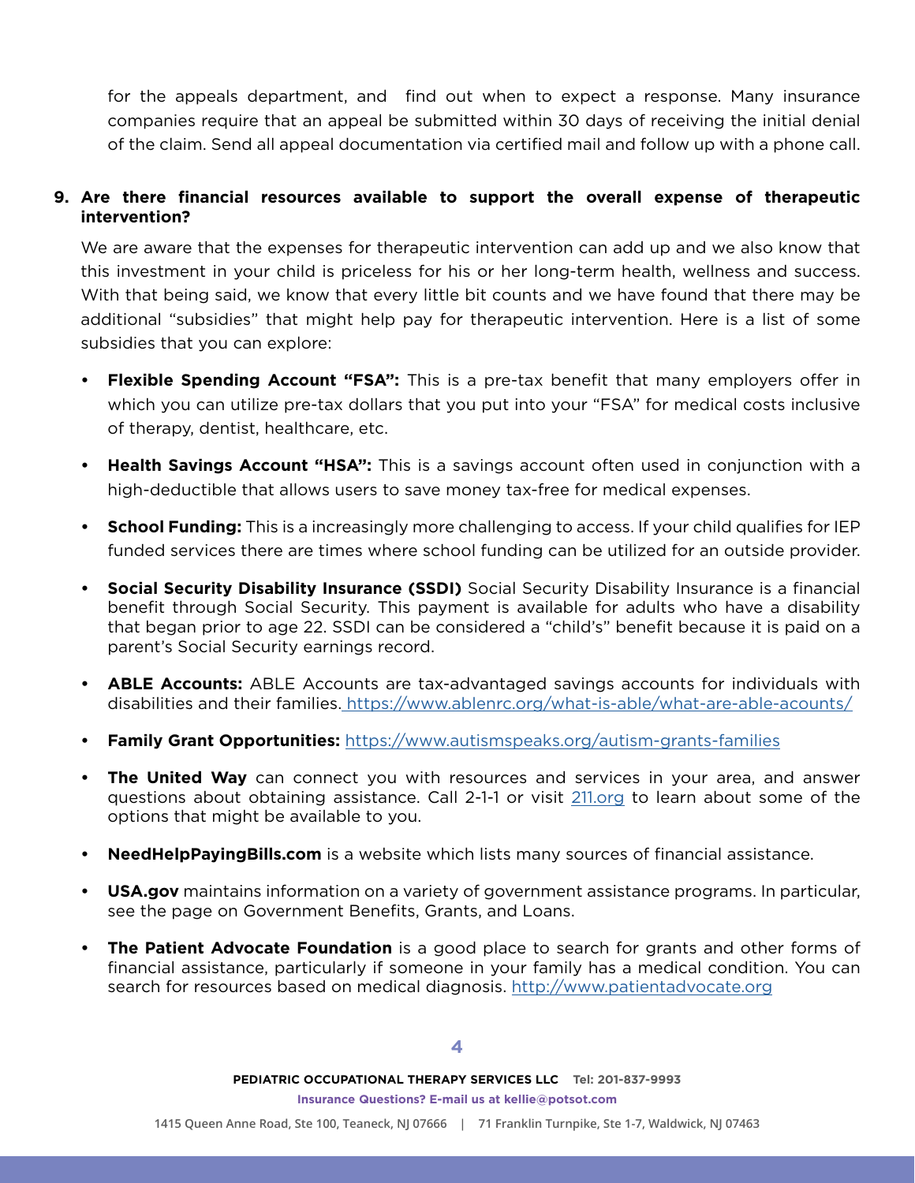for the appeals department, and find out when to expect a response. Many insurance companies require that an appeal be submitted within 30 days of receiving the initial denial of the claim. Send all appeal documentation via certified mail and follow up with a phone call.

9. **Are there financial resources available to support the overall expense of therapeutic intervention?**

   We are aware that the expenses for therapeutic intervention can add up and we also know that this investment in your child is priceless for his or her long-term health, wellness and success. With that being said, we know that every little bit counts and we have found that there may be additional "subsidies" that might help pay for therapeutic intervention. Here is a list of some subsidies that you can explore:

   - **Flexible Spending Account "FSA":** This is a pre-tax benefit that many employers offer in which you can utilize pre-tax dollars that you put into your "FSA" for medical costs inclusive of therapy, dentist, healthcare, etc.
   - **Health Savings Account "HSA":** This is a savings account often used in conjunction with a high-deductible that allows users to save money tax-free for medical expenses.
   - **School Funding:** This is a increasingly more challenging to access. If your child qualifies for IEP funded services there are times where school funding can be utilized for an outside provider.
   - **Social Security Disability Insurance (SSDI)** Social Security Disability Insurance is a financial benefit through Social Security. This payment is available for adults who have a disability that began prior to age 22. SSDI can be considered a "child's" benefit because it is paid on a parent's Social Security earnings record.
   - **ABLE Accounts:** ABLE Accounts are tax-advantaged savings accounts for individuals with disabilities and their families. https://www.ablenrc.org/what-is-able/what-are-able-acounts/
   - **Family Grant Opportunities:** https://www.autismspeaks.org/autism-grants-families
   - **The United Way** can connect you with resources and services in your area, and answer questions about obtaining assistance. Call 2-1-1 or visit 211.org to learn about some of the options that might be available to you.
   - **NeedHelpPayingBills.com** is a website which lists many sources of financial assistance.
   - **USA.gov** maintains information on a variety of government assistance programs. In particular, see the page on Government Benefits, Grants, and Loans.
   - **The Patient Advocate Foundation** is a good place to search for grants and other forms of financial assistance, particularly if someone in your family has a medical condition. You can search for resources based on medical diagnosis. http://www.patientadvocate.org